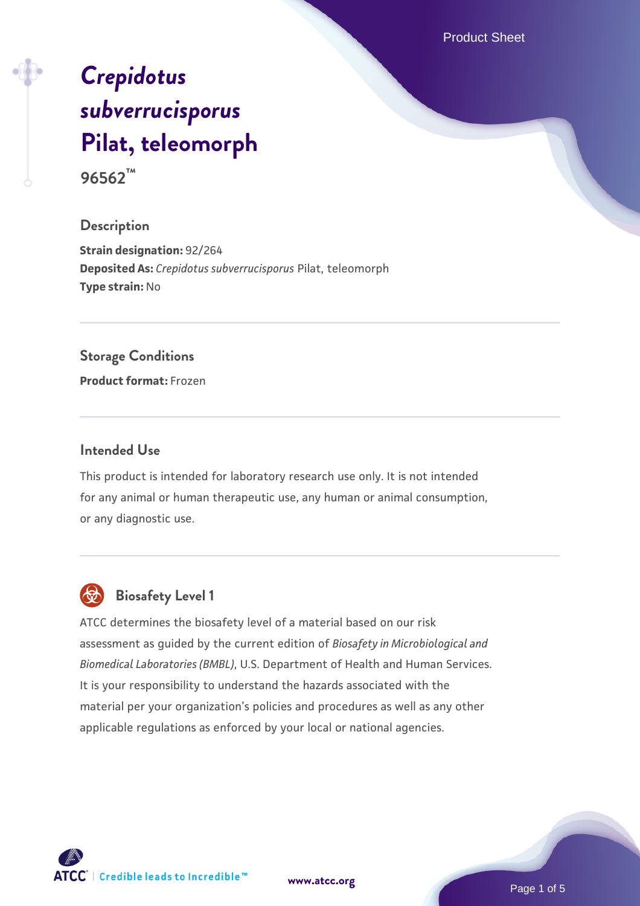# *Crepidotus subverrucisporus* Pilat, teleomorph

**96562™**

## Description

**Strain designation:** 92/264
**Deposited As:** *Crepidotus subverrucisporus* Pilat, teleomorph
**Type strain:** No

## Storage Conditions

**Product format:** Frozen

## Intended Use

This product is intended for laboratory research use only. It is not intended for any animal or human therapeutic use, any human or animal consumption, or any diagnostic use.

## Biosafety Level 1

ATCC determines the biosafety level of a material based on our risk assessment as guided by the current edition of *Biosafety in Microbiological and Biomedical Laboratories (BMBL)*, U.S. Department of Health and Human Services. It is your responsibility to understand the hazards associated with the material per your organization's policies and procedures as well as any other applicable regulations as enforced by your local or national agencies.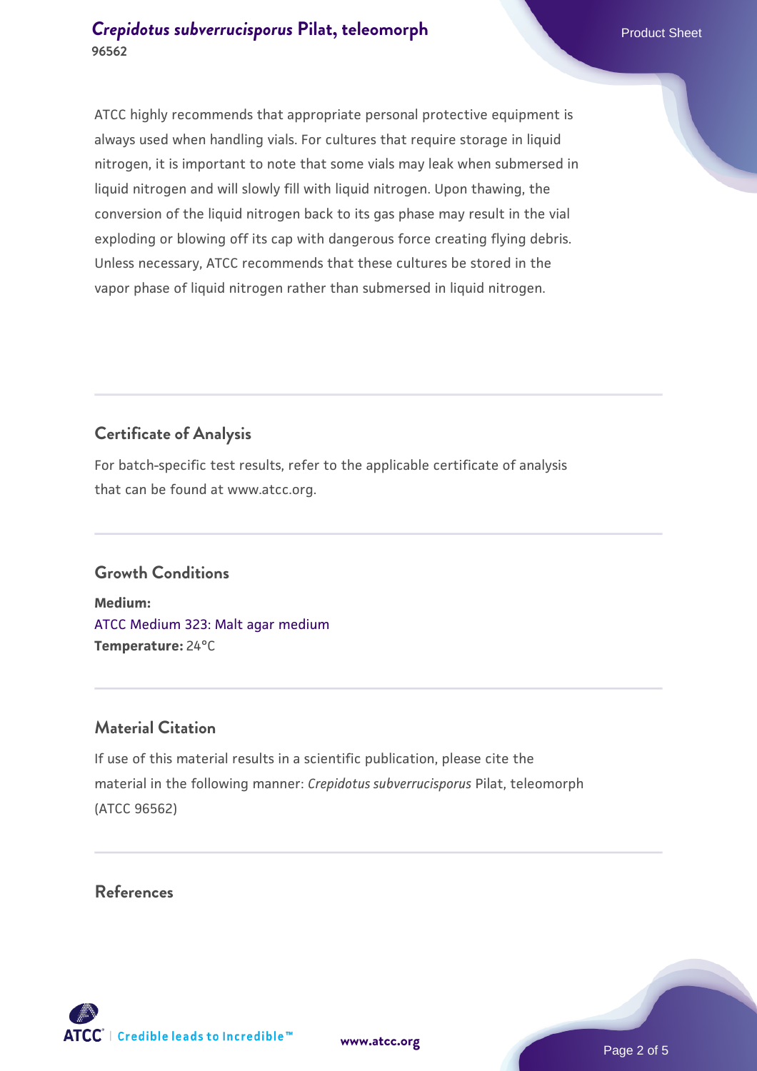ATCC highly recommends that appropriate personal protective equipment is always used when handling vials. For cultures that require storage in liquid nitrogen, it is important to note that some vials may leak when submersed in liquid nitrogen and will slowly fill with liquid nitrogen. Upon thawing, the conversion of the liquid nitrogen back to its gas phase may result in the vial exploding or blowing off its cap with dangerous force creating flying debris. Unless necessary, ATCC recommends that these cultures be stored in the vapor phase of liquid nitrogen rather than submersed in liquid nitrogen.

## Certificate of Analysis

For batch-specific test results, refer to the applicable certificate of analysis that can be found at www.atcc.org.

## Growth Conditions

**Medium:**
ATCC Medium 323: Malt agar medium
**Temperature:** 24°C

## Material Citation

If use of this material results in a scientific publication, please cite the material in the following manner: *Crepidotus subverrucisporus* Pilat, teleomorph (ATCC 96562)

## References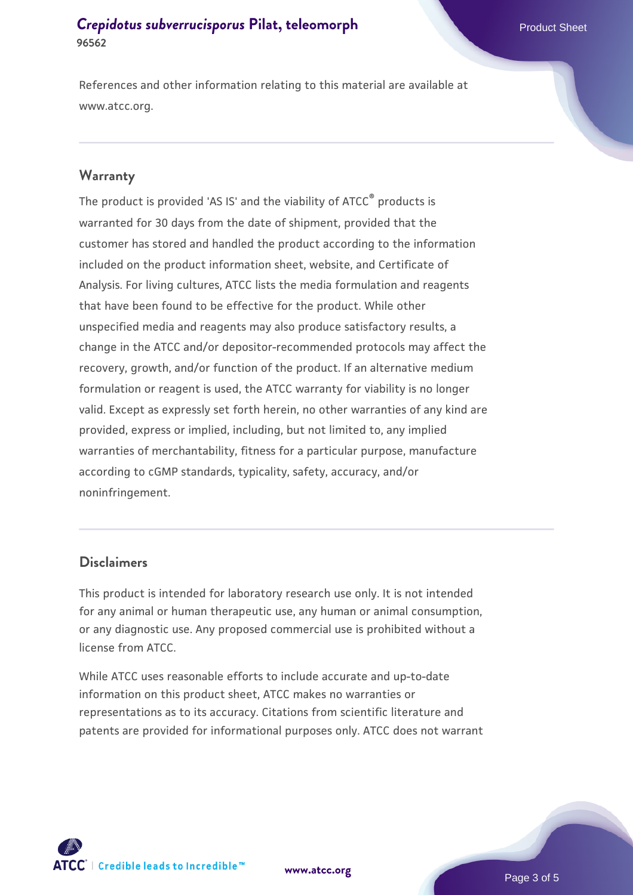References and other information relating to this material are available at www.atcc.org.

## Warranty

The product is provided 'AS IS' and the viability of ATCC® products is warranted for 30 days from the date of shipment, provided that the customer has stored and handled the product according to the information included on the product information sheet, website, and Certificate of Analysis. For living cultures, ATCC lists the media formulation and reagents that have been found to be effective for the product. While other unspecified media and reagents may also produce satisfactory results, a change in the ATCC and/or depositor-recommended protocols may affect the recovery, growth, and/or function of the product. If an alternative medium formulation or reagent is used, the ATCC warranty for viability is no longer valid. Except as expressly set forth herein, no other warranties of any kind are provided, express or implied, including, but not limited to, any implied warranties of merchantability, fitness for a particular purpose, manufacture according to cGMP standards, typicality, safety, accuracy, and/or noninfringement.

## Disclaimers

This product is intended for laboratory research use only. It is not intended for any animal or human therapeutic use, any human or animal consumption, or any diagnostic use. Any proposed commercial use is prohibited without a license from ATCC.

While ATCC uses reasonable efforts to include accurate and up-to-date information on this product sheet, ATCC makes no warranties or representations as to its accuracy. Citations from scientific literature and patents are provided for informational purposes only. ATCC does not warrant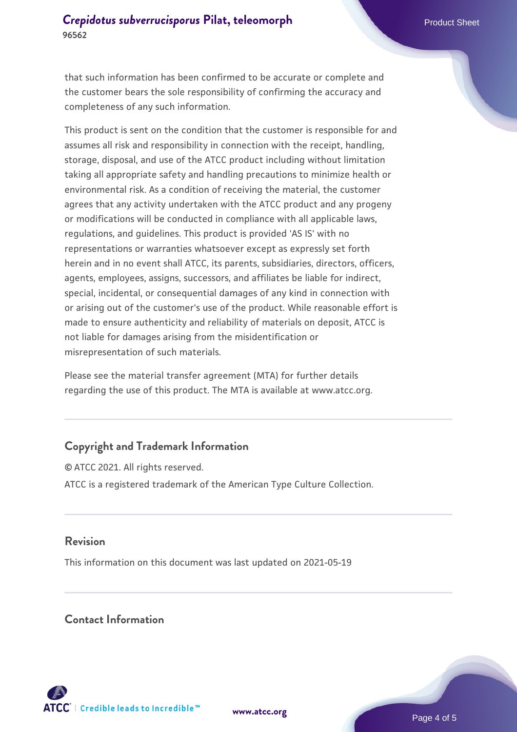that such information has been confirmed to be accurate or complete and the customer bears the sole responsibility of confirming the accuracy and completeness of any such information.

This product is sent on the condition that the customer is responsible for and assumes all risk and responsibility in connection with the receipt, handling, storage, disposal, and use of the ATCC product including without limitation taking all appropriate safety and handling precautions to minimize health or environmental risk. As a condition of receiving the material, the customer agrees that any activity undertaken with the ATCC product and any progeny or modifications will be conducted in compliance with all applicable laws, regulations, and guidelines. This product is provided 'AS IS' with no representations or warranties whatsoever except as expressly set forth herein and in no event shall ATCC, its parents, subsidiaries, directors, officers, agents, employees, assigns, successors, and affiliates be liable for indirect, special, incidental, or consequential damages of any kind in connection with or arising out of the customer's use of the product. While reasonable effort is made to ensure authenticity and reliability of materials on deposit, ATCC is not liable for damages arising from the misidentification or misrepresentation of such materials.

Please see the material transfer agreement (MTA) for further details regarding the use of this product. The MTA is available at www.atcc.org.

## Copyright and Trademark Information

© ATCC 2021. All rights reserved.

ATCC is a registered trademark of the American Type Culture Collection.

## Revision

This information on this document was last updated on 2021-05-19

## Contact Information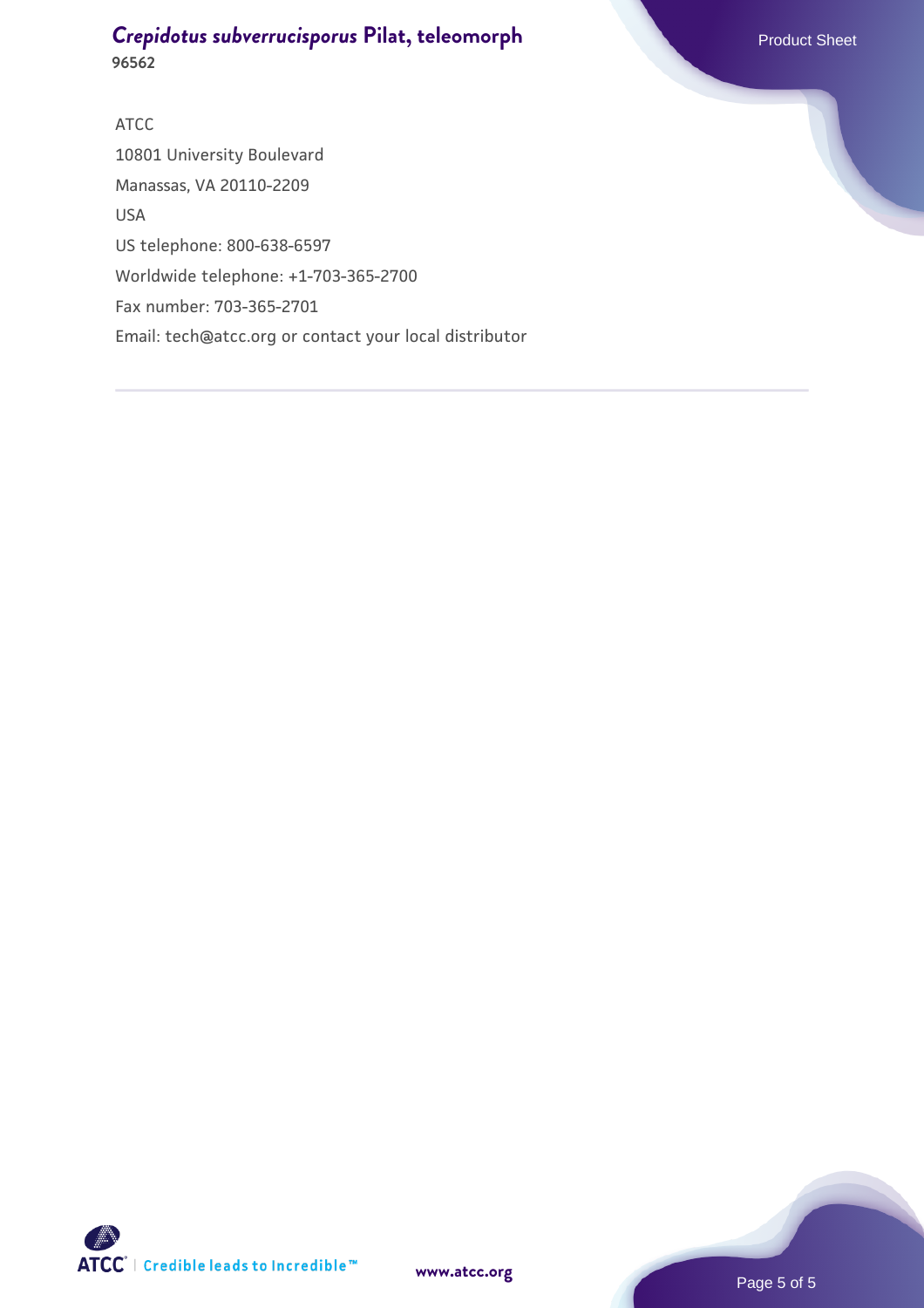ATCC

10801 University Boulevard

Manassas, VA 20110-2209

USA

US telephone: 800-638-6597

Worldwide telephone: +1-703-365-2700

Fax number: 703-365-2701

Email: tech@atcc.org or contact your local distributor